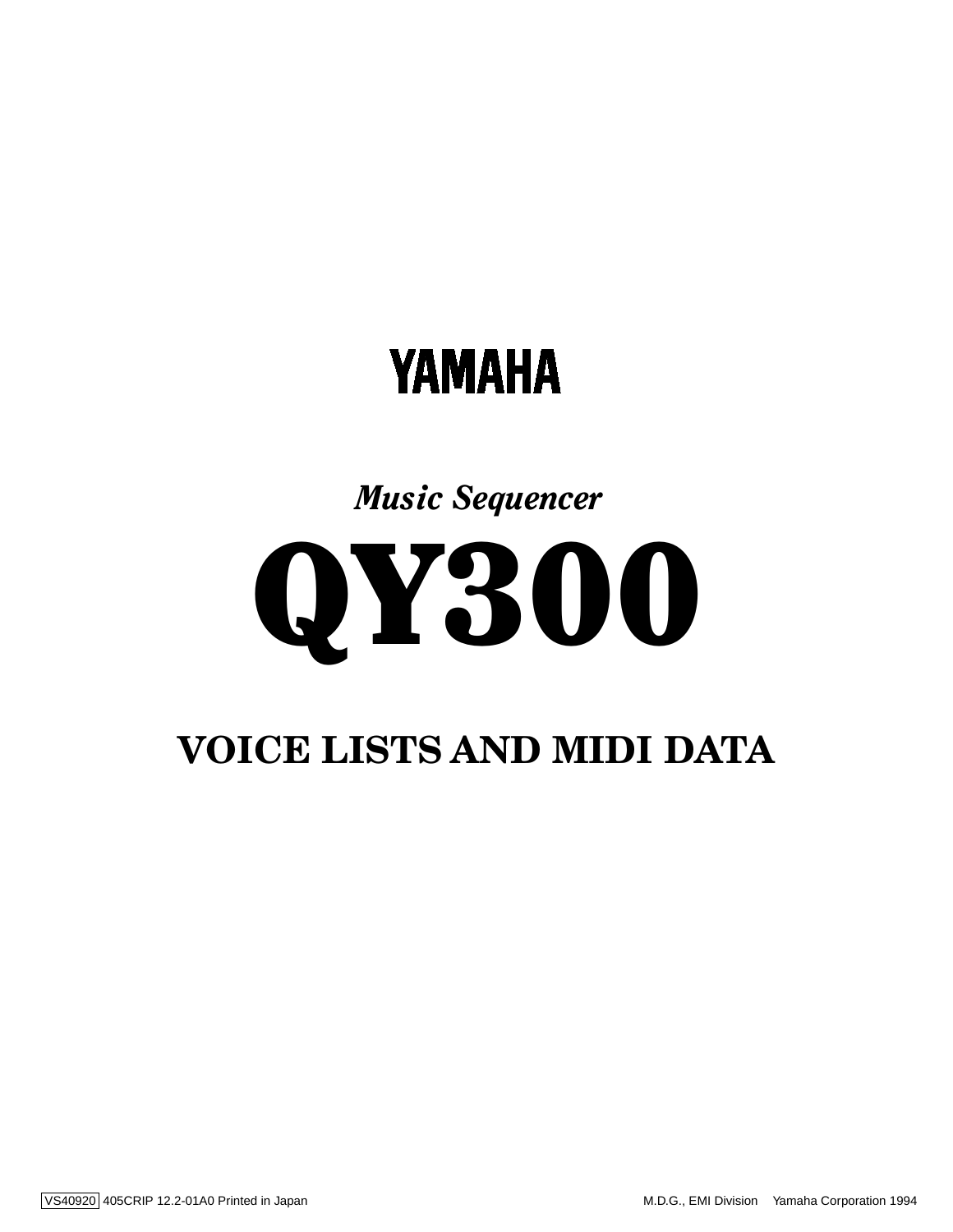# YAMAHA

*Music Sequencer*

# QY300

## VOICE LISTS AND MIDI DATA

VS40920 405CRIP 12.2-01A0 Printed in Japan

M.D.G., EMI Division Yamaha Corporation 1994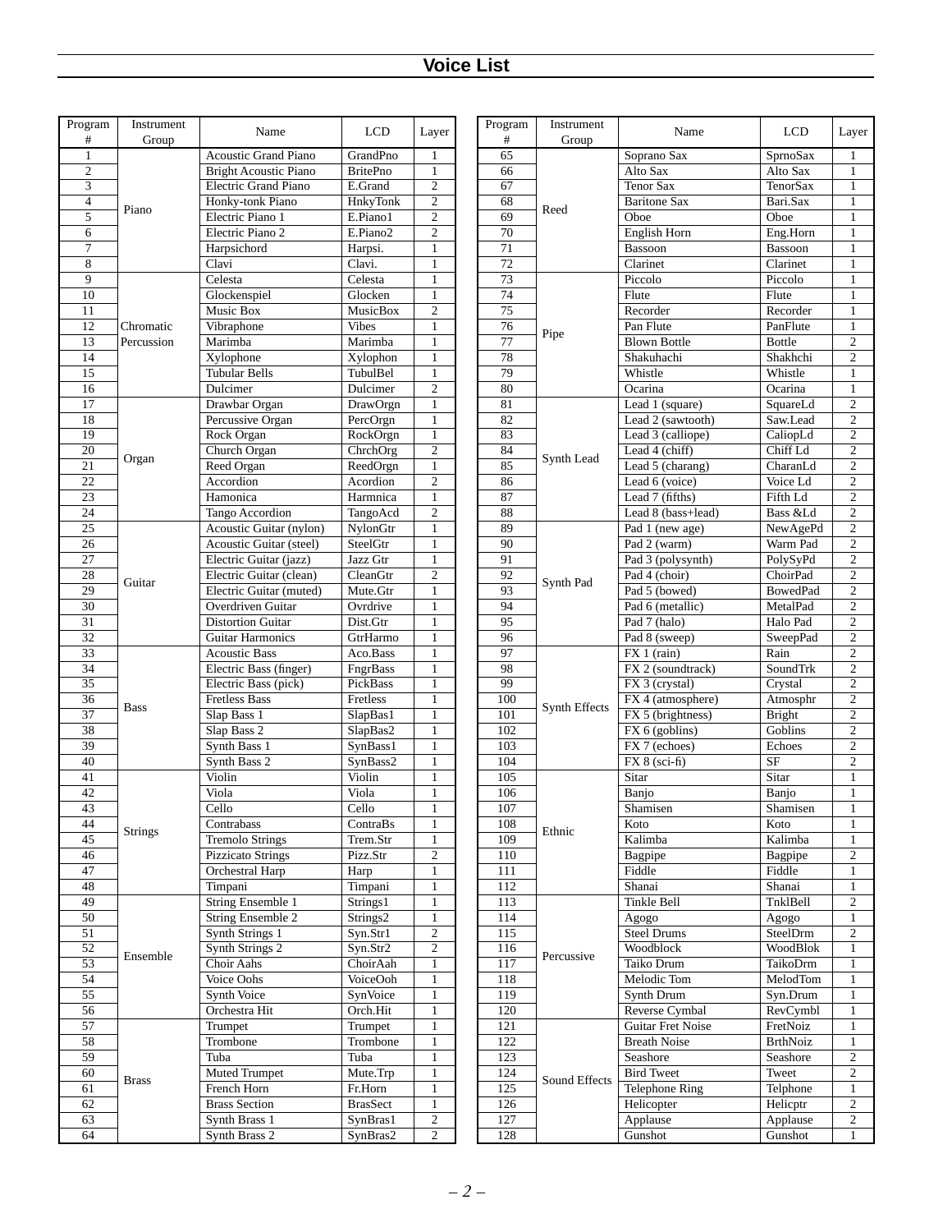# Voice List

| Program # | Instrument Group | Name | LCD | Layer |
|---|---|---|---|---|
| 1 | Piano | Acoustic Grand Piano | GrandPno | 1 |
| 2 | | Bright Acoustic Piano | BritePno | 1 |
| 3 | | Electric Grand Piano | E.Grand | 2 |
| 4 | | Honky-tonk Piano | HnkyTonk | 2 |
| 5 | | Electric Piano 1 | E.Piano1 | 2 |
| 6 | | Electric Piano 2 | E.Piano2 | 2 |
| 7 | | Harpsichord | Harpsi. | 1 |
| 8 | | Clavi | Clavi. | 1 |
| 9 | Chromatic Percussion | Celesta | Celesta | 1 |
| 10 | | Glockenspiel | Glocken | 1 |
| 11 | | Music Box | MusicBox | 2 |
| 12 | | Vibraphone | Vibes | 1 |
| 13 | | Marimba | Marimba | 1 |
| 14 | | Xylophone | Xylophon | 1 |
| 15 | | Tubular Bells | TubulBel | 1 |
| 16 | | Dulcimer | Dulcimer | 2 |
| 17 | Organ | Drawbar Organ | DrawOrgn | 1 |
| 18 | | Percussive Organ | PercOrgn | 1 |
| 19 | | Rock Organ | RockOrgn | 1 |
| 20 | | Church Organ | ChrchOrg | 2 |
| 21 | | Reed Organ | ReedOrgn | 1 |
| 22 | | Accordion | Acordion | 2 |
| 23 | | Hamonica | Harmnica | 1 |
| 24 | | Tango Accordion | TangoAcd | 2 |
| 25 | Guitar | Acoustic Guitar (nylon) | NylonGtr | 1 |
| 26 | | Acoustic Guitar (steel) | SteelGtr | 1 |
| 27 | | Electric Guitar (jazz) | Jazz Gtr | 1 |
| 28 | | Electric Guitar (clean) | CleanGtr | 2 |
| 29 | | Electric Guitar (muted) | Mute.Gtr | 1 |
| 30 | | Overdriven Guitar | Ovrdrive | 1 |
| 31 | | Distortion Guitar | Dist.Gtr | 1 |
| 32 | | Guitar Harmonics | GtrHarmo | 1 |
| 33 | Bass | Acoustic Bass | Aco.Bass | 1 |
| 34 | | Electric Bass (finger) | FngrBass | 1 |
| 35 | | Electric Bass (pick) | PickBass | 1 |
| 36 | | Fretless Bass | Fretless | 1 |
| 37 | | Slap Bass 1 | SlapBas1 | 1 |
| 38 | | Slap Bass 2 | SlapBas2 | 1 |
| 39 | | Synth Bass 1 | SynBass1 | 1 |
| 40 | | Synth Bass 2 | SynBass2 | 1 |
| 41 | Strings | Violin | Violin | 1 |
| 42 | | Viola | Viola | 1 |
| 43 | | Cello | Cello | 1 |
| 44 | | Contrabass | ContraBs | 1 |
| 45 | | Tremolo Strings | Trem.Str | 1 |
| 46 | | Pizzicato Strings | Pizz.Str | 2 |
| 47 | | Orchestral Harp | Harp | 1 |
| 48 | | Timpani | Timpani | 1 |
| 49 | Ensemble | String Ensemble 1 | Strings1 | 1 |
| 50 | | String Ensemble 2 | Strings2 | 1 |
| 51 | | Synth Strings 1 | Syn.Str1 | 2 |
| 52 | | Synth Strings 2 | Syn.Str2 | 2 |
| 53 | | Choir Aahs | ChoirAah | 1 |
| 54 | | Voice Oohs | VoiceOoh | 1 |
| 55 | | Synth Voice | SynVoice | 1 |
| 56 | | Orchestra Hit | Orch.Hit | 1 |
| 57 | Brass | Trumpet | Trumpet | 1 |
| 58 | | Trombone | Trombone | 1 |
| 59 | | Tuba | Tuba | 1 |
| 60 | | Muted Trumpet | Mute.Trp | 1 |
| 61 | | French Horn | Fr.Horn | 1 |
| 62 | | Brass Section | BrasSect | 1 |
| 63 | | Synth Brass 1 | SynBras1 | 2 |
| 64 | | Synth Brass 2 | SynBras2 | 2 |
| 65 | Reed | Soprano Sax | SprnoSax | 1 |
| 66 | | Alto Sax | Alto Sax | 1 |
| 67 | | Tenor Sax | TenorSax | 1 |
| 68 | | Baritone Sax | Bari.Sax | 1 |
| 69 | | Oboe | Oboe | 1 |
| 70 | | English Horn | Eng.Horn | 1 |
| 71 | | Bassoon | Bassoon | 1 |
| 72 | | Clarinet | Clarinet | 1 |
| 73 | Pipe | Piccolo | Piccolo | 1 |
| 74 | | Flute | Flute | 1 |
| 75 | | Recorder | Recorder | 1 |
| 76 | | Pan Flute | PanFlute | 1 |
| 77 | | Blown Bottle | Bottle | 2 |
| 78 | | Shakuhachi | Shakhchi | 2 |
| 79 | | Whistle | Whistle | 1 |
| 80 | | Ocarina | Ocarina | 1 |
| 81 | Synth Lead | Lead 1 (square) | SquareLd | 2 |
| 82 | | Lead 2 (sawtooth) | Saw.Lead | 2 |
| 83 | | Lead 3 (calliope) | CaliopLd | 2 |
| 84 | | Lead 4 (chiff) | Chiff Ld | 2 |
| 85 | | Lead 5 (charang) | CharanLd | 2 |
| 86 | | Lead 6 (voice) | Voice Ld | 2 |
| 87 | | Lead 7 (fifths) | Fifth Ld | 2 |
| 88 | | Lead 8 (bass+lead) | Bass &Ld | 2 |
| 89 | Synth Pad | Pad 1 (new age) | NewAgePd | 2 |
| 90 | | Pad 2 (warm) | Warm Pad | 2 |
| 91 | | Pad 3 (polysynth) | PolySyPd | 2 |
| 92 | | Pad 4 (choir) | ChoirPad | 2 |
| 93 | | Pad 5 (bowed) | BowedPad | 2 |
| 94 | | Pad 6 (metallic) | MetalPad | 2 |
| 95 | | Pad 7 (halo) | Halo Pad | 2 |
| 96 | | Pad 8 (sweep) | SweepPad | 2 |
| 97 | Synth Effects | FX 1 (rain) | Rain | 2 |
| 98 | | FX 2 (soundtrack) | SoundTrk | 2 |
| 99 | | FX 3 (crystal) | Crystal | 2 |
| 100 | | FX 4 (atmosphere) | Atmosphr | 2 |
| 101 | | FX 5 (brightness) | Bright | 2 |
| 102 | | FX 6 (goblins) | Goblins | 2 |
| 103 | | FX 7 (echoes) | Echoes | 2 |
| 104 | | FX 8 (sci-fi) | SF | 2 |
| 105 | Ethnic | Sitar | Sitar | 1 |
| 106 | | Banjo | Banjo | 1 |
| 107 | | Shamisen | Shamisen | 1 |
| 108 | | Koto | Koto | 1 |
| 109 | | Kalimba | Kalimba | 1 |
| 110 | | Bagpipe | Bagpipe | 2 |
| 111 | | Fiddle | Fiddle | 1 |
| 112 | | Shanai | Shanai | 1 |
| 113 | Percussive | Tinkle Bell | TnklBell | 2 |
| 114 | | Agogo | Agogo | 1 |
| 115 | | Steel Drums | SteelDrm | 2 |
| 116 | | Woodblock | WoodBlok | 1 |
| 117 | | Taiko Drum | TaikoDrm | 1 |
| 118 | | Melodic Tom | MelodTom | 1 |
| 119 | | Synth Drum | Syn.Drum | 1 |
| 120 | | Reverse Cymbal | RevCymbl | 1 |
| 121 | Sound Effects | Guitar Fret Noise | FretNoiz | 1 |
| 122 | | Breath Noise | BrthNoiz | 1 |
| 123 | | Seashore | Seashore | 2 |
| 124 | | Bird Tweet | Tweet | 2 |
| 125 | | Telephone Ring | Telphone | 1 |
| 126 | | Helicopter | Helicptr | 2 |
| 127 | | Applause | Applause | 2 |
| 128 | | Gunshot | Gunshot | 1 |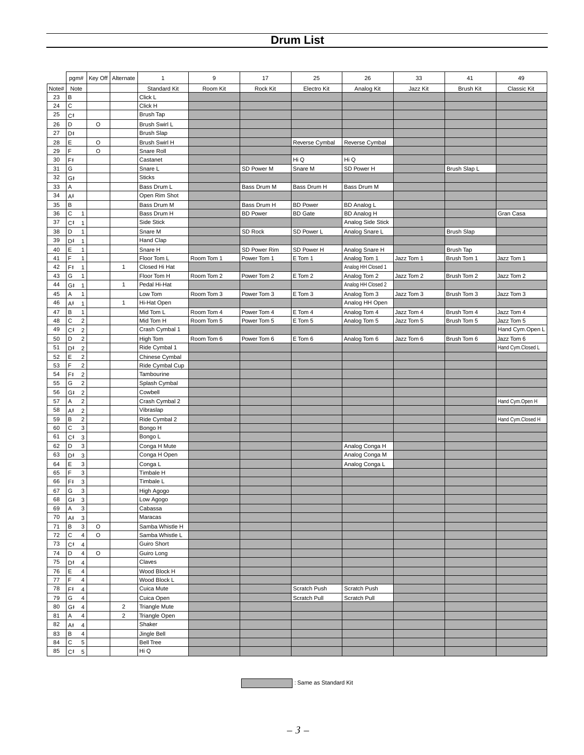# Drum List

| | pgm# | Key Off | Alternate | 1 | 9 | 17 | 25 | 26 | 33 | 41 | 49 |
|---|---|---|---|---|---|---|---|---|---|---|---|
| Note# | Note | | | Standard Kit | Room Kit | Rock Kit | Electro Kit | Analog Kit | Jazz Kit | Brush Kit | Classic Kit |
| 23 | B | | | Click L | | | | | | | |
| 24 | C | | | Click H | | | | | | | |
| 25 | C♯ | | | Brush Tap | | | | | | | |
| 26 | D | O | | Brush Swirl L | | | | | | | |
| 27 | D♯ | | | Brush Slap | | | | | | | |
| 28 | E | O | | Brush Swirl H | | | Reverse Cymbal | Reverse Cymbal | | | |
| 29 | F | O | | Snare Roll | | | | | | | |
| 30 | F♯ | | | Castanet | | | Hi Q | Hi Q | | | |
| 31 | G | | | Snare L | | SD Power M | Snare M | SD Power H | | Brush Slap L | |
| 32 | G♯ | | | Sticks | | | | | | | |
| 33 | A | | | Bass Drum L | | Bass Drum M | Bass Drum H | Bass Drum M | | | |
| 34 | A♯ | | | Open Rim Shot | | | | | | | |
| 35 | B | | | Bass Drum M | | Bass Drum H | BD Power | BD Analog L | | | |
| 36 | C 1 | | | Bass Drum H | | BD Power | BD Gate | BD Analog H | | | Gran Casa |
| 37 | C♯ 1 | | | Side Stick | | | | Analog Side Stick | | | |
| 38 | D 1 | | | Snare M | | SD Rock | SD Power L | Analog Snare L | | Brush Slap | |
| 39 | D♯ 1 | | | Hand Clap | | | | | | | |
| 40 | E 1 | | | Snare H | | SD Power Rim | SD Power H | Analog Snare H | | Brush Tap | |
| 41 | F 1 | | | Floor Tom L | Room Tom 1 | Power Tom 1 | E Tom 1 | Analog Tom 1 | Jazz Tom 1 | Brush Tom 1 | Jazz Tom 1 |
| 42 | F♯ 1 | | 1 | Closed Hi Hat | | | | Analog HH Closed 1 | | | |
| 43 | G 1 | | | Floor Tom H | Room Tom 2 | Power Tom 2 | E Tom 2 | Analog Tom 2 | Jazz Tom 2 | Brush Tom 2 | Jazz Tom 2 |
| 44 | G♯ 1 | | 1 | Pedal Hi-Hat | | | | Analog HH Closed 2 | | | |
| 45 | A 1 | | | Low Tom | Room Tom 3 | Power Tom 3 | E Tom 3 | Analog Tom 3 | Jazz Tom 3 | Brush Tom 3 | Jazz Tom 3 |
| 46 | A♯ 1 | | 1 | Hi-Hat Open | | | | Analog HH Open | | | |
| 47 | B 1 | | | Mid Tom L | Room Tom 4 | Power Tom 4 | E Tom 4 | Analog Tom 4 | Jazz Tom 4 | Brush Tom 4 | Jazz Tom 4 |
| 48 | C 2 | | | Mid Tom H | Room Tom 5 | Power Tom 5 | E Tom 5 | Analog Tom 5 | Jazz Tom 5 | Brush Tom 5 | Jazz Tom 5 |
| 49 | C♯ 2 | | | Crash Cymbal 1 | | | | | | | Hand Cym.Open L |
| 50 | D 2 | | | High Tom | Room Tom 6 | Power Tom 6 | E Tom 6 | Analog Tom 6 | Jazz Tom 6 | Brush Tom 6 | Jazz Tom 6 |
| 51 | D♯ 2 | | | Ride Cymbal 1 | | | | | | | Hand Cym.Closed L |
| 52 | E 2 | | | Chinese Cymbal | | | | | | | |
| 53 | F 2 | | | Ride Cymbal Cup | | | | | | | |
| 54 | F♯ 2 | | | Tambourine | | | | | | | |
| 55 | G 2 | | | Splash Cymbal | | | | | | | |
| 56 | G♯ 2 | | | Cowbell | | | | | | | |
| 57 | A 2 | | | Crash Cymbal 2 | | | | | | | Hand Cym.Open H |
| 58 | A♯ 2 | | | Vibraslap | | | | | | | |
| 59 | B 2 | | | Ride Cymbal 2 | | | | | | | Hand Cym.Closed H |
| 60 | C 3 | | | Bongo H | | | | | | | |
| 61 | C♯ 3 | | | Bongo L | | | | | | | |
| 62 | D 3 | | | Conga H Mute | | | | Analog Conga H | | | |
| 63 | D♯ 3 | | | Conga H Open | | | | Analog Conga M | | | |
| 64 | E 3 | | | Conga L | | | | Analog Conga L | | | |
| 65 | F 3 | | | Timbale H | | | | | | | |
| 66 | F♯ 3 | | | Timbale L | | | | | | | |
| 67 | G 3 | | | High Agogo | | | | | | | |
| 68 | G♯ 3 | | | Low Agogo | | | | | | | |
| 69 | A 3 | | | Cabassa | | | | | | | |
| 70 | A♯ 3 | | | Maracas | | | | | | | |
| 71 | B 3 | O | | Samba Whistle H | | | | | | | |
| 72 | C 4 | O | | Samba Whistle L | | | | | | | |
| 73 | C♯ 4 | | | Guiro Short | | | | | | | |
| 74 | D 4 | O | | Guiro Long | | | | | | | |
| 75 | D♯ 4 | | | Claves | | | | | | | |
| 76 | E 4 | | | Wood Block H | | | | | | | |
| 77 | F 4 | | | Wood Block L | | | | | | | |
| 78 | F♯ 4 | | | Cuica Mute | | | Scratch Push | Scratch Push | | | |
| 79 | G 4 | | | Cuica Open | | | Scratch Pull | Scratch Pull | | | |
| 80 | G♯ 4 | | 2 | Triangle Mute | | | | | | | |
| 81 | A 4 | | 2 | Triangle Open | | | | | | | |
| 82 | A♯ 4 | | | Shaker | | | | | | | |
| 83 | B 4 | | | Jingle Bell | | | | | | | |
| 84 | C 5 | | | Bell Tree | | | | | | | |
| 85 | C♯ 5 | | | Hi Q | | | | | | | |

(Shaded cells) : Same as Standard Kit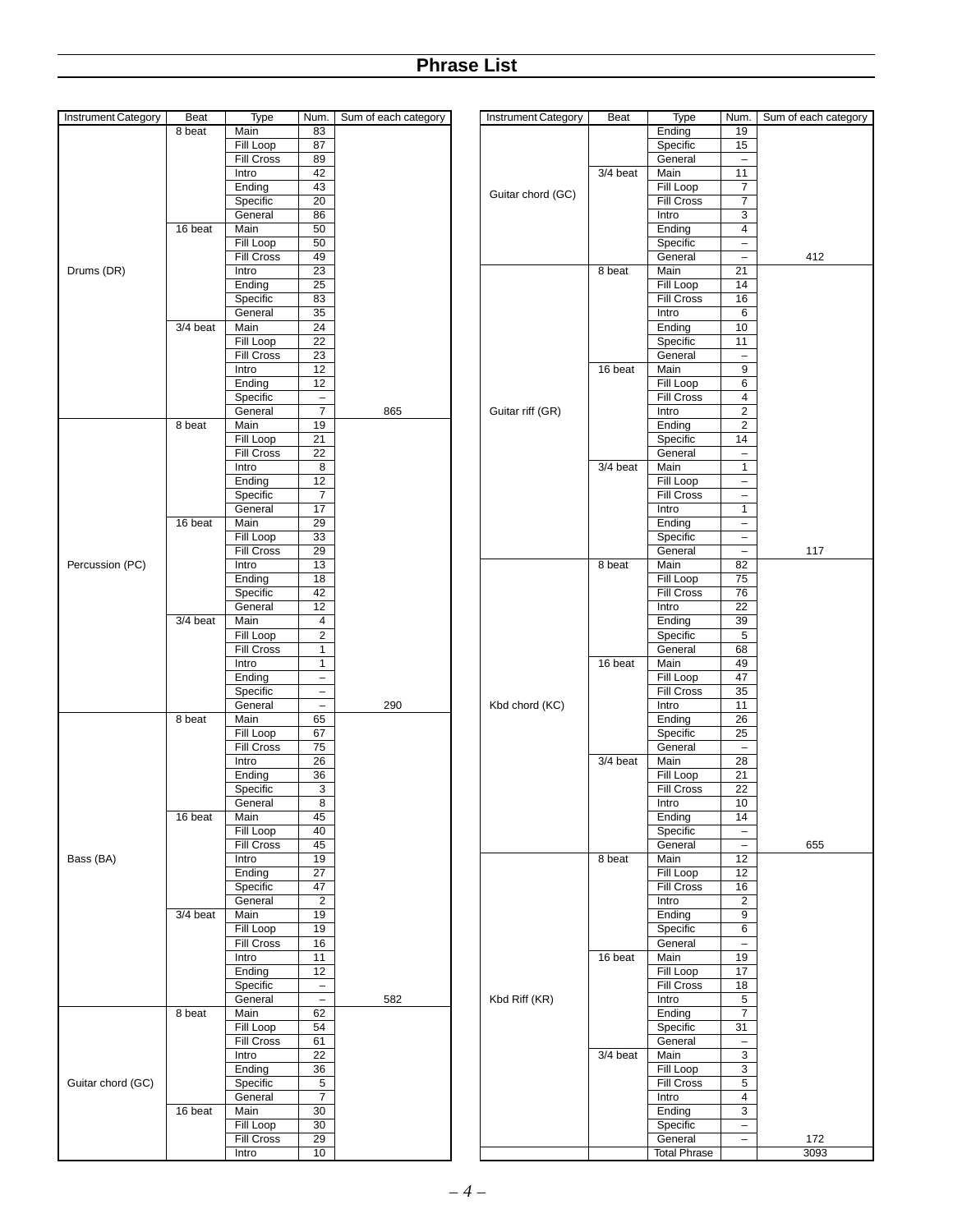## Phrase List

| Instrument Category | Beat | Type | Num. | Sum of each category |
|---|---|---|---|---|
| Drums (DR) | 8 beat | Main | 83 | |
| | | Fill Loop | 87 | |
| | | Fill Cross | 89 | |
| | | Intro | 42 | |
| | | Ending | 43 | |
| | | Specific | 20 | |
| | | General | 86 | |
| | 16 beat | Main | 50 | |
| | | Fill Loop | 50 | |
| | | Fill Cross | 49 | |
| | | Intro | 23 | |
| | | Ending | 25 | |
| | | Specific | 83 | |
| | | General | 35 | |
| | 3/4 beat | Main | 24 | |
| | | Fill Loop | 22 | |
| | | Fill Cross | 23 | |
| | | Intro | 12 | |
| | | Ending | 12 | |
| | | Specific | – | |
| | | General | 7 | 865 |
| Percussion (PC) | 8 beat | Main | 19 | |
| | | Fill Loop | 21 | |
| | | Fill Cross | 22 | |
| | | Intro | 8 | |
| | | Ending | 12 | |
| | | Specific | 7 | |
| | | General | 17 | |
| | 16 beat | Main | 29 | |
| | | Fill Loop | 33 | |
| | | Fill Cross | 29 | |
| | | Intro | 13 | |
| | | Ending | 18 | |
| | | Specific | 42 | |
| | | General | 12 | |
| | 3/4 beat | Main | 4 | |
| | | Fill Loop | 2 | |
| | | Fill Cross | 1 | |
| | | Intro | 1 | |
| | | Ending | – | |
| | | Specific | – | |
| | | General | – | 290 |
| Bass (BA) | 8 beat | Main | 65 | |
| | | Fill Loop | 67 | |
| | | Fill Cross | 75 | |
| | | Intro | 26 | |
| | | Ending | 36 | |
| | | Specific | 3 | |
| | | General | 8 | |
| | 16 beat | Main | 45 | |
| | | Fill Loop | 40 | |
| | | Fill Cross | 45 | |
| | | Intro | 19 | |
| | | Ending | 27 | |
| | | Specific | 47 | |
| | | General | 2 | |
| | 3/4 beat | Main | 19 | |
| | | Fill Loop | 19 | |
| | | Fill Cross | 16 | |
| | | Intro | 11 | |
| | | Ending | 12 | |
| | | Specific | – | |
| | | General | – | 582 |
| Guitar chord (GC) | 8 beat | Main | 62 | |
| | | Fill Loop | 54 | |
| | | Fill Cross | 61 | |
| | | Intro | 22 | |
| | | Ending | 36 | |
| | | Specific | 5 | |
| | | General | 7 | |
| | 16 beat | Main | 30 | |
| | | Fill Loop | 30 | |
| | | Fill Cross | 29 | |
| | | Intro | 10 | |
| | | Ending | 19 | |
| | | Specific | 15 | |
| | | General | – | |
| | 3/4 beat | Main | 11 | |
| | | Fill Loop | 7 | |
| | | Fill Cross | 7 | |
| | | Intro | 3 | |
| | | Ending | 4 | |
| | | Specific | – | |
| | | General | – | 412 |
| Guitar riff (GR) | 8 beat | Main | 21 | |
| | | Fill Loop | 14 | |
| | | Fill Cross | 16 | |
| | | Intro | 6 | |
| | | Ending | 10 | |
| | | Specific | 11 | |
| | | General | – | |
| | 16 beat | Main | 9 | |
| | | Fill Loop | 6 | |
| | | Fill Cross | 4 | |
| | | Intro | 2 | |
| | | Ending | 2 | |
| | | Specific | 14 | |
| | | General | – | |
| | 3/4 beat | Main | 1 | |
| | | Fill Loop | – | |
| | | Fill Cross | – | |
| | | Intro | 1 | |
| | | Ending | – | |
| | | Specific | – | |
| | | General | – | 117 |
| Kbd chord (KC) | 8 beat | Main | 82 | |
| | | Fill Loop | 75 | |
| | | Fill Cross | 76 | |
| | | Intro | 22 | |
| | | Ending | 39 | |
| | | Specific | 5 | |
| | | General | 68 | |
| | 16 beat | Main | 49 | |
| | | Fill Loop | 47 | |
| | | Fill Cross | 35 | |
| | | Intro | 11 | |
| | | Ending | 26 | |
| | | Specific | 25 | |
| | | General | – | |
| | 3/4 beat | Main | 28 | |
| | | Fill Loop | 21 | |
| | | Fill Cross | 22 | |
| | | Intro | 10 | |
| | | Ending | 14 | |
| | | Specific | – | |
| | | General | – | 655 |
| Kbd Riff (KR) | 8 beat | Main | 12 | |
| | | Fill Loop | 12 | |
| | | Fill Cross | 16 | |
| | | Intro | 2 | |
| | | Ending | 9 | |
| | | Specific | 6 | |
| | | General | – | |
| | 16 beat | Main | 19 | |
| | | Fill Loop | 17 | |
| | | Fill Cross | 18 | |
| | | Intro | 5 | |
| | | Ending | 7 | |
| | | Specific | 31 | |
| | | General | – | |
| | 3/4 beat | Main | 3 | |
| | | Fill Loop | 3 | |
| | | Fill Cross | 5 | |
| | | Intro | 4 | |
| | | Ending | 3 | |
| | | Specific | – | |
| | | General | – | 172 |
| | | Total Phrase | | 3093 |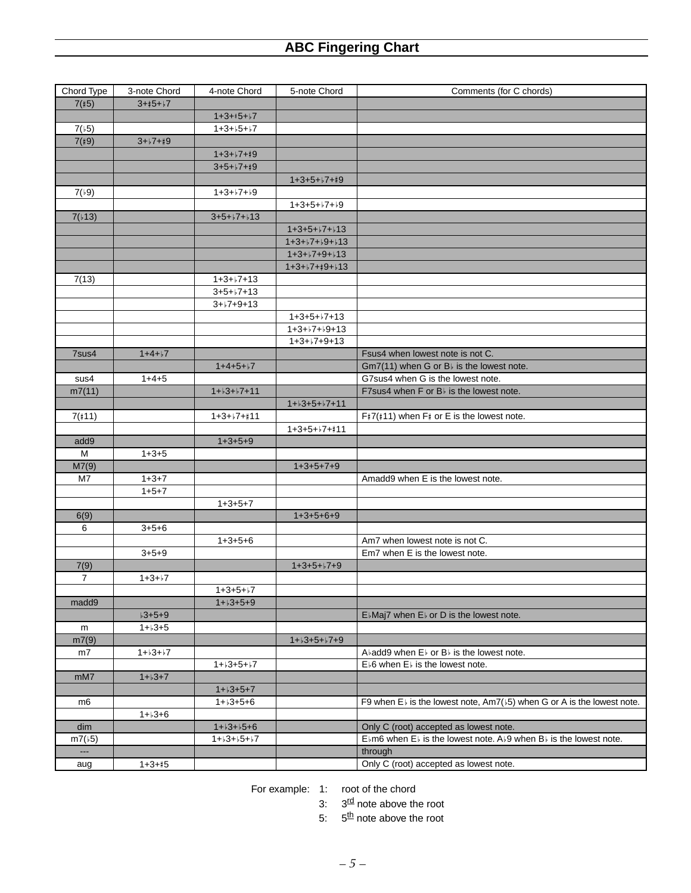## ABC Fingering Chart

| Chord Type | 3-note Chord | 4-note Chord | 5-note Chord | Comments (for C chords) |
|---|---|---|---|---|
| 7(♯5) | 3+♯5+♭7 | | | |
| | | 1+3+♯5+♭7 | | |
| 7(♭5) | | 1+3+♭5+♭7 | | |
| 7(♯9) | 3+♭7+♯9 | | | |
| | | 1+3+♭7+♯9 | | |
| | | 3+5+♭7+♯9 | | |
| | | | 1+3+5+♭7+♯9 | |
| 7(♭9) | | 1+3+♭7+♭9 | | |
| | | | 1+3+5+♭7+♭9 | |
| 7(♭13) | | 3+5+♭7+♭13 | | |
| | | | 1+3+5+♭7+♭13 | |
| | | | 1+3+♭7+♭9+♭13 | |
| | | | 1+3+♭7+9+♭13 | |
| | | | 1+3+♭7+♯9+♭13 | |
| 7(13) | | 1+3+♭7+13 | | |
| | | 3+5+♭7+13 | | |
| | | 3+♭7+9+13 | | |
| | | | 1+3+5+♭7+13 | |
| | | | 1+3+♭7+♭9+13 | |
| | | | 1+3+♭7+9+13 | |
| 7sus4 | 1+4+♭7 | | | Fsus4 when lowest note is not C. |
| | | 1+4+5+♭7 | | Gm7(11) when G or B♭ is the lowest note. |
| sus4 | 1+4+5 | | | G7sus4 when G is the lowest note. |
| m7(11) | | 1+♭3+♭7+11 | | F7sus4 when F or B♭ is the lowest note. |
| | | | 1+♭3+5+♭7+11 | |
| 7(♯11) | | 1+3+♭7+♯11 | | F♯7(♯11) when F♯ or E is the lowest note. |
| | | | 1+3+5+♭7+♯11 | |
| add9 | | 1+3+5+9 | | |
| M | 1+3+5 | | | |
| M7(9) | | | 1+3+5+7+9 | |
| M7 | 1+3+7 | | | Amadd9 when E is the lowest note. |
| | 1+5+7 | | | |
| | | 1+3+5+7 | | |
| 6(9) | | | 1+3+5+6+9 | |
| 6 | 3+5+6 | | | |
| | | 1+3+5+6 | | Am7 when lowest note is not C. |
| | 3+5+9 | | | Em7 when E is the lowest note. |
| 7(9) | | | 1+3+5+♭7+9 | |
| 7 | 1+3+♭7 | | | |
| | | 1+3+5+♭7 | | |
| madd9 | | 1+♭3+5+9 | | |
| | ♭3+5+9 | | | E♭Maj7 when E♭ or D is the lowest note. |
| m | 1+♭3+5 | | | |
| m7(9) | | | 1+♭3+5+♭7+9 | |
| m7 | 1+♭3+♭7 | | | A♭add9 when E♭ or B♭ is the lowest note. |
| | | 1+♭3+5+♭7 | | E♭6 when E♭ is the lowest note. |
| mM7 | 1+♭3+7 | | | |
| | | 1+♭3+5+7 | | |
| m6 | | 1+♭3+5+6 | | F9 when E♭ is the lowest note, Am7(♭5) when G or A is the lowest note. |
| | 1+♭3+6 | | | |
| dim | | 1+♭3+♭5+6 | | Only C (root) accepted as lowest note. |
| m7(♭5) | | 1+♭3+♭5+♭7 | | E♭m6 when E♭ is the lowest note. A♭9 when B♭ is the lowest note. |
| --- | | | | through |
| aug | 1+3+♯5 | | | Only C (root) accepted as lowest note. |

For example:
- 1: root of the chord
- 3: 3rd note above the root
- 5: 5th note above the root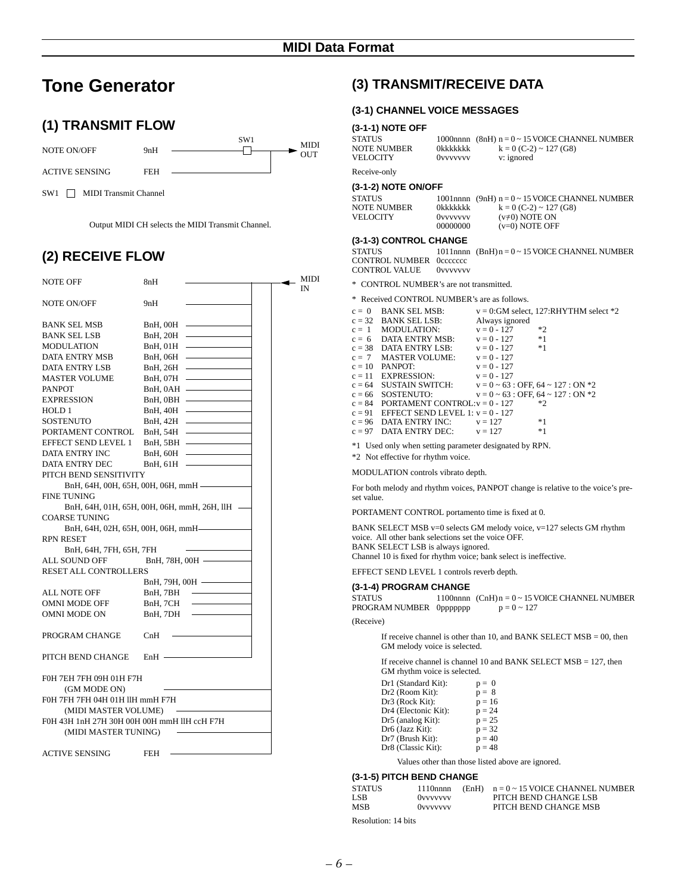# Tone Generator

## (1) TRANSMIT FLOW

| Message | Data | |
|---|---|---|
| NOTE ON/OFF | 9nH | SW1 → MIDI OUT |
| ACTIVE SENSING | FEH | → MIDI OUT |

SW1 ☐ MIDI Transmit Channel

Output MIDI CH selects the MIDI Transmit Channel.

## (2) RECEIVE FLOW

MIDI IN

| Message | Data |
|---|---|
| NOTE OFF | 8nH |
| NOTE ON/OFF | 9nH |
| BANK SEL MSB | BnH, 00H |
| BANK SEL LSB | BnH, 20H |
| MODULATION | BnH, 01H |
| DATA ENTRY MSB | BnH, 06H |
| DATA ENTRY LSB | BnH, 26H |
| MASTER VOLUME | BnH, 07H |
| PANPOT | BnH, 0AH |
| EXPRESSION | BnH, 0BH |
| HOLD 1 | BnH, 40H |
| SOSTENUTO | BnH, 42H |
| PORTAMENT CONTROL | BnH, 54H |
| EFFECT SEND LEVEL 1 | BnH, 5BH |
| DATA ENTRY INC | BnH, 60H |
| DATA ENTRY DEC | BnH, 61H |
| PITCH BEND SENSITIVITY | BnH, 64H, 00H, 65H, 00H, 06H, mmH |
| FINE TUNING | BnH, 64H, 01H, 65H, 00H, 06H, mmH, 26H, llH |
| COARSE TUNING | BnH, 64H, 02H, 65H, 00H, 06H, mmH |
| RPN RESET | BnH, 64H, 7FH, 65H, 7FH |
| ALL SOUND OFF | BnH, 78H, 00H |
| RESET ALL CONTROLLERS | BnH, 79H, 00H |
| ALL NOTE OFF | BnH, 7BH |
| OMNI MODE OFF | BnH, 7CH |
| OMNI MODE ON | BnH, 7DH |
| PROGRAM CHANGE | CnH |
| PITCH BEND CHANGE | EnH |
| F0H 7EH 7FH 09H 01H F7H | (GM MODE ON) |
| F0H 7FH 7FH 04H 01H llH mmH F7H | (MIDI MASTER VOLUME) |
| F0H 43H 1nH 27H 30H 00H 00H mmH llH ccH F7H | (MIDI MASTER TUNING) |
| ACTIVE SENSING | FEH |

## (3) TRANSMIT/RECEIVE DATA

### (3-1) CHANNEL VOICE MESSAGES

#### (3-1-1) NOTE OFF

| | | |
|---|---|---|
| STATUS | 1000nnnn (8nH) | n = 0 ~ 15 VOICE CHANNEL NUMBER |
| NOTE NUMBER | 0kkkkkkk | k = 0 (C-2) ~ 127 (G8) |
| VELOCITY | 0vvvvvvv | v: ignored |

Receive-only

#### (3-1-2) NOTE ON/OFF

| | | |
|---|---|---|
| STATUS | 1001nnnn (9nH) | n = 0 ~ 15 VOICE CHANNEL NUMBER |
| NOTE NUMBER | 0kkkkkkk | k = 0 (C-2) ~ 127 (G8) |
| VELOCITY | 0vvvvvvv | (v≠0) NOTE ON |
| | 00000000 | (v=0) NOTE OFF |

#### (3-1-3) CONTROL CHANGE

| | | |
|---|---|---|
| STATUS | 1011nnnn (BnH) | n = 0 ~ 15 VOICE CHANNEL NUMBER |
| CONTROL NUMBER | 0ccccccc | |
| CONTROL VALUE | 0vvvvvvv | |

* CONTROL NUMBER's are not transmitted.

* Received CONTROL NUMBER's are as follows.

| c | Name | Value | |
|---|---|---|---|
| c = 0 | BANK SEL MSB: | v = 0:GM select, 127:RHYTHM select *2 | |
| c = 32 | BANK SEL LSB: | Always ignored | |
| c = 1 | MODULATION: | v = 0 - 127 | *2 |
| c = 6 | DATA ENTRY MSB: | v = 0 - 127 | *1 |
| c = 38 | DATA ENTRY LSB: | v = 0 - 127 | *1 |
| c = 7 | MASTER VOLUME: | v = 0 - 127 | |
| c = 10 | PANPOT: | v = 0 - 127 | |
| c = 11 | EXPRESSION: | v = 0 - 127 | |
| c = 64 | SUSTAIN SWITCH: | v = 0 ~ 63 : OFF, 64 ~ 127 : ON *2 | |
| c = 66 | SOSTENUTO: | v = 0 ~ 63 : OFF, 64 ~ 127 : ON *2 | |
| c = 84 | PORTAMENT CONTROL: | v = 0 - 127 | *2 |
| c = 91 | EFFECT SEND LEVEL 1: | v = 0 - 127 | |
| c = 96 | DATA ENTRY INC: | v = 127 | *1 |
| c = 97 | DATA ENTRY DEC: | v = 127 | *1 |

*1 Used only when setting parameter designated by RPN.
*2 Not effective for rhythm voice.

MODULATION controls vibrato depth.

For both melody and rhythm voices, PANPOT change is relative to the voice's preset value.

PORTAMENT CONTROL portamento time is fixed at 0.

BANK SELECT MSB v=0 selects GM melody voice, v=127 selects GM rhythm voice. All other bank selections set the voice OFF.
BANK SELECT LSB is always ignored.
Channel 10 is fixed for rhythm voice; bank select is ineffective.

EFFECT SEND LEVEL 1 controls reverb depth.

#### (3-1-4) PROGRAM CHANGE

| | | |
|---|---|---|
| STATUS | 1100nnnn (CnH) | n = 0 ~ 15 VOICE CHANNEL NUMBER |
| PROGRAM NUMBER | 0ppppppp | p = 0 ~ 127 |

(Receive)

If receive channel is other than 10, and BANK SELECT MSB = 00, then GM melody voice is selected.

If receive channel is channel 10 and BANK SELECT MSB = 127, then GM rhythm voice is selected.

| | |
|---|---|
| Dr1 (Standard Kit): | p = 0 |
| Dr2 (Room Kit): | p = 8 |
| Dr3 (Rock Kit): | p = 16 |
| Dr4 (Electonic Kit): | p = 24 |
| Dr5 (analog Kit): | p = 25 |
| Dr6 (Jazz Kit): | p = 32 |
| Dr7 (Brush Kit): | p = 40 |
| Dr8 (Classic Kit): | p = 48 |

Values other than those listed above are ignored.

#### (3-1-5) PITCH BEND CHANGE

| | | |
|---|---|---|
| STATUS | 1110nnnn (EnH) | n = 0 ~ 15 VOICE CHANNEL NUMBER |
| LSB | 0vvvvvvv | PITCH BEND CHANGE LSB |
| MSB | 0vvvvvvv | PITCH BEND CHANGE MSB |

Resolution: 14 bits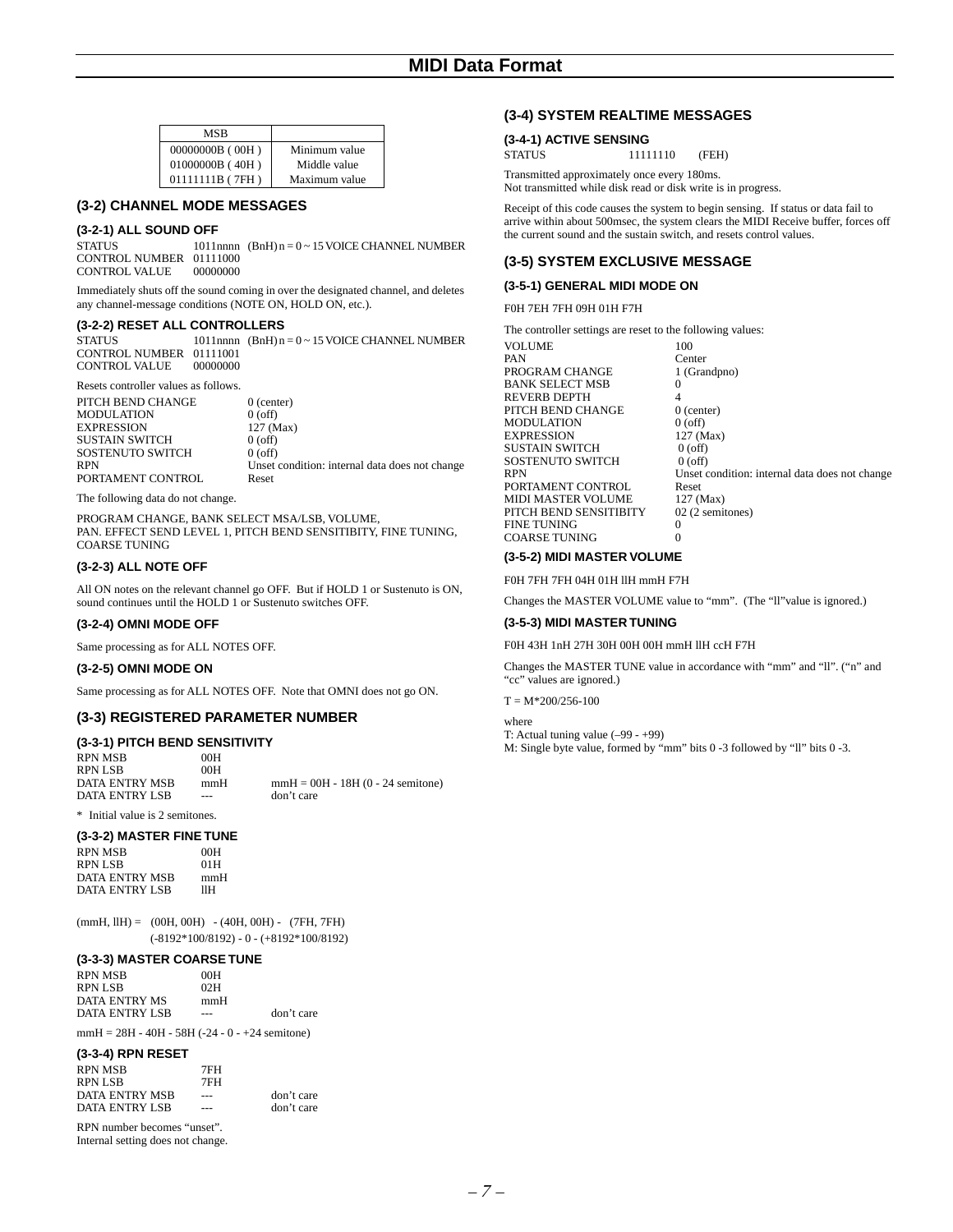| MSB | |
|---|---|
| 00000000B ( 00H ) | Minimum value |
| 01000000B ( 40H ) | Middle value |
| 01111111B ( 7FH ) | Maximum value |

## (3-2) CHANNEL MODE MESSAGES

### (3-2-1) ALL SOUND OFF

| | | |
|---|---|---|
| STATUS | 1011nnnn | (BnH) n = 0 ~ 15 VOICE CHANNEL NUMBER |
| CONTROL NUMBER | 01111000 | |
| CONTROL VALUE | 00000000 | |

Immediately shuts off the sound coming in over the designated channel, and deletes any channel-message conditions (NOTE ON, HOLD ON, etc.).

### (3-2-2) RESET ALL CONTROLLERS

| | | |
|---|---|---|
| STATUS | 1011nnnn | (BnH) n = 0 ~ 15 VOICE CHANNEL NUMBER |
| CONTROL NUMBER | 01111001 | |
| CONTROL VALUE | 00000000 | |

Resets controller values as follows.

| | |
|---|---|
| PITCH BEND CHANGE | 0 (center) |
| MODULATION | 0 (off) |
| EXPRESSION | 127 (Max) |
| SUSTAIN SWITCH | 0 (off) |
| SOSTENUTO SWITCH | 0 (off) |
| RPN | Unset condition: internal data does not change |
| PORTAMENT CONTROL | Reset |

The following data do not change.

PROGRAM CHANGE, BANK SELECT MSA/LSB, VOLUME, PAN. EFFECT SEND LEVEL 1, PITCH BEND SENSITIBITY, FINE TUNING, COARSE TUNING

### (3-2-3) ALL NOTE OFF

All ON notes on the relevant channel go OFF. But if HOLD 1 or Sustenuto is ON, sound continues until the HOLD 1 or Sustenuto switches OFF.

### (3-2-4) OMNI MODE OFF

Same processing as for ALL NOTES OFF.

### (3-2-5) OMNI MODE ON

Same processing as for ALL NOTES OFF. Note that OMNI does not go ON.

## (3-3) REGISTERED PARAMETER NUMBER

### (3-3-1) PITCH BEND SENSITIVITY

| | | |
|---|---|---|
| RPN MSB | 00H | |
| RPN LSB | 00H | |
| DATA ENTRY MSB | mmH | mmH = 00H - 18H (0 - 24 semitone) |
| DATA ENTRY LSB | --- | don't care |

\* Initial value is 2 semitones.

### (3-3-2) MASTER FINE TUNE

| | |
|---|---|
| RPN MSB | 00H |
| RPN LSB | 01H |
| DATA ENTRY MSB | mmH |
| DATA ENTRY LSB | llH |

(mmH, llH) = (00H, 00H) - (40H, 00H) - (7FH, 7FH)
(-8192*100/8192) - 0 - (+8192*100/8192)

### (3-3-3) MASTER COARSE TUNE

| | | |
|---|---|---|
| RPN MSB | 00H | |
| RPN LSB | 02H | |
| DATA ENTRY MS | mmH | |
| DATA ENTRY LSB | --- | don't care |

mmH = 28H - 40H - 58H (-24 - 0 - +24 semitone)

### (3-3-4) RPN RESET

| | | |
|---|---|---|
| RPN MSB | 7FH | |
| RPN LSB | 7FH | |
| DATA ENTRY MSB | --- | don't care |
| DATA ENTRY LSB | --- | don't care |

RPN number becomes "unset".
Internal setting does not change.

## (3-4) SYSTEM REALTIME MESSAGES

### (3-4-1) ACTIVE SENSING

STATUS 11111110 (FEH)

Transmitted approximately once every 180ms.
Not transmitted while disk read or disk write is in progress.

Receipt of this code causes the system to begin sensing. If status or data fail to arrive within about 500msec, the system clears the MIDI Receive buffer, forces off the current sound and the sustain switch, and resets control values.

## (3-5) SYSTEM EXCLUSIVE MESSAGE

### (3-5-1) GENERAL MIDI MODE ON

F0H 7EH 7FH 09H 01H F7H

The controller settings are reset to the following values:

| | |
|---|---|
| VOLUME | 100 |
| PAN | Center |
| PROGRAM CHANGE | 1 (Grandpno) |
| BANK SELECT MSB | 0 |
| REVERB DEPTH | 4 |
| PITCH BEND CHANGE | 0 (center) |
| MODULATION | 0 (off) |
| EXPRESSION | 127 (Max) |
| SUSTAIN SWITCH | 0 (off) |
| SOSTENUTO SWITCH | 0 (off) |
| RPN | Unset condition: internal data does not change |
| PORTAMENT CONTROL | Reset |
| MIDI MASTER VOLUME | 127 (Max) |
| PITCH BEND SENSITIBITY | 02 (2 semitones) |
| FINE TUNING | 0 |
| COARSE TUNING | 0 |

### (3-5-2) MIDI MASTER VOLUME

F0H 7FH 7FH 04H 01H llH mmH F7H

Changes the MASTER VOLUME value to "mm". (The "ll"value is ignored.)

### (3-5-3) MIDI MASTER TUNING

F0H 43H 1nH 27H 30H 00H 00H mmH llH ccH F7H

Changes the MASTER TUNE value in accordance with "mm" and "ll". ("n" and "cc" values are ignored.)

T = M*200/256-100

where
T: Actual tuning value (–99 - +99)
M: Single byte value, formed by "mm" bits 0 -3 followed by "ll" bits 0 -3.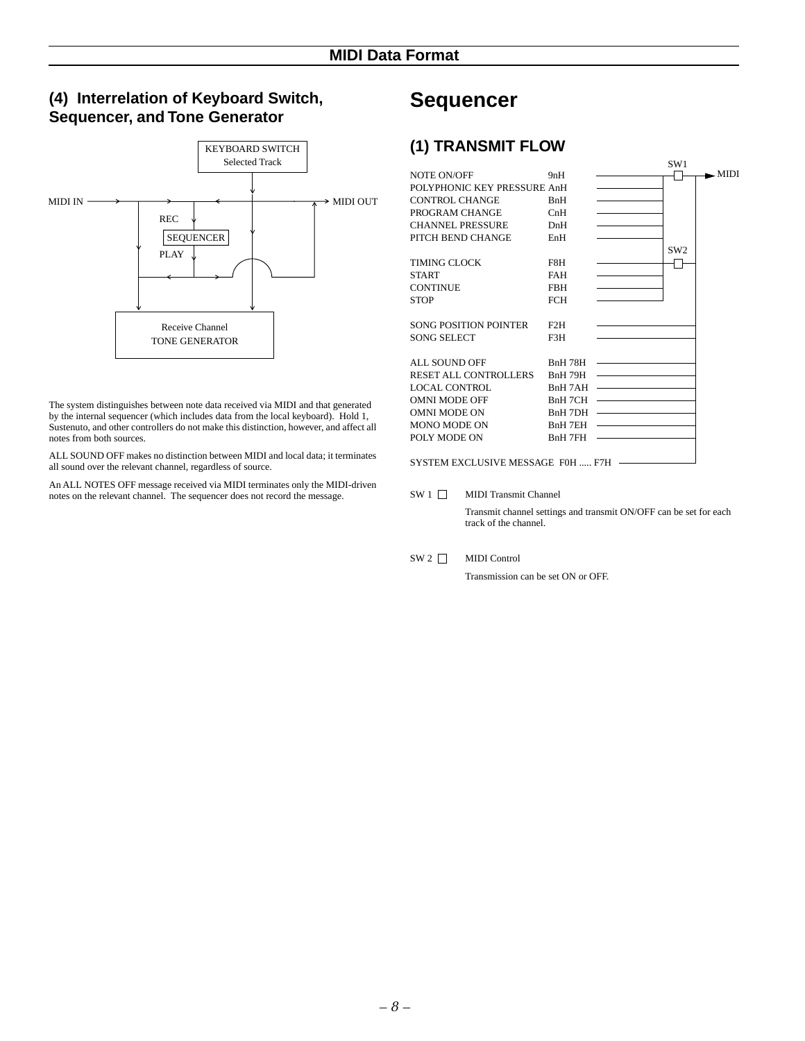## (4) Interrelation of Keyboard Switch, Sequencer, and Tone Generator

KEYBOARD SWITCH
Selected Track

MIDI IN → MIDI OUT

REC
SEQUENCER
PLAY

Receive Channel
TONE GENERATOR

The system distinguishes between note data received via MIDI and that generated by the internal sequencer (which includes data from the local keyboard). Hold 1, Sustenuto, and other controllers do not make this distinction, however, and affect all notes from both sources.

ALL SOUND OFF makes no distinction between MIDI and local data; it terminates all sound over the relevant channel, regardless of source.

An ALL NOTES OFF message received via MIDI terminates only the MIDI-driven notes on the relevant channel. The sequencer does not record the message.

# Sequencer

## (1) TRANSMIT FLOW

| Message | Data | Switch |
|---|---|---|
| NOTE ON/OFF | 9nH | SW1 |
| POLYPHONIC KEY PRESSURE | AnH | SW1 |
| CONTROL CHANGE | BnH | SW1 |
| PROGRAM CHANGE | CnH | SW1 |
| CHANNEL PRESSURE | DnH | SW1 |
| PITCH BEND CHANGE | EnH | SW1 |
| TIMING CLOCK | F8H | SW2 |
| START | FAH | SW2 |
| CONTINUE | FBH | SW2 |
| STOP | FCH | SW2 |
| SONG POSITION POINTER | F2H | |
| SONG SELECT | F3H | |
| ALL SOUND OFF | BnH 78H | |
| RESET ALL CONTROLLERS | BnH 79H | |
| LOCAL CONTROL | BnH 7AH | |
| OMNI MODE OFF | BnH 7CH | |
| OMNI MODE ON | BnH 7DH | |
| MONO MODE ON | BnH 7EH | |
| POLY MODE ON | BnH 7FH | |
| SYSTEM EXCLUSIVE MESSAGE | F0H ..... F7H | |

→ MIDI

SW 1 ☐ MIDI Transmit Channel

Transmit channel settings and transmit ON/OFF can be set for each track of the channel.

SW 2 ☐ MIDI Control

Transmission can be set ON or OFF.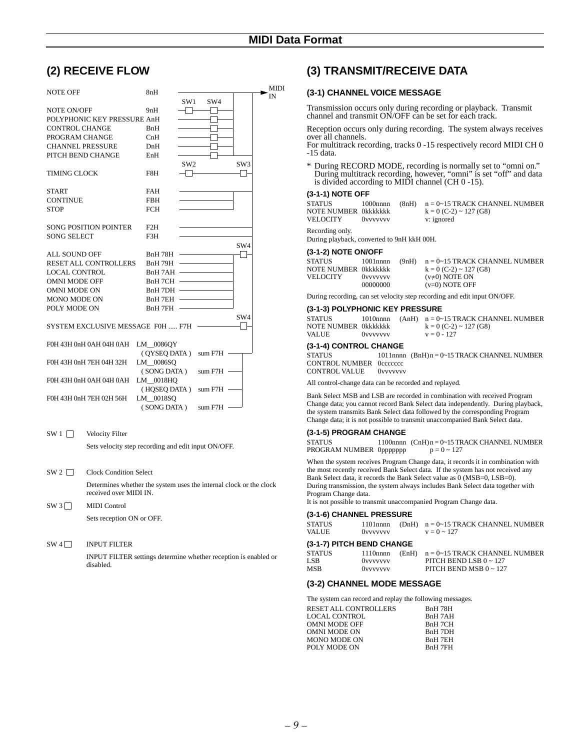## MIDI Data Format

## (2) RECEIVE FLOW

| Message | Status | Switches |
|---|---|---|
| NOTE OFF | 8nH | |
| NOTE ON/OFF | 9nH | SW1, SW4 |
| POLYPHONIC KEY PRESSURE | AnH | SW4 |
| CONTROL CHANGE | BnH | SW4 |
| PROGRAM CHANGE | CnH | SW4 |
| CHANNEL PRESSURE | DnH | SW4 |
| PITCH BEND CHANGE | EnH | SW4 |
| TIMING CLOCK | F8H | SW2, SW3 |
| START | FAH | |
| CONTINUE | FBH | |
| STOP | FCH | |
| SONG POSITION POINTER | F2H | |
| SONG SELECT | F3H | |
| ALL SOUND OFF | BnH 78H | SW4 |
| RESET ALL CONTROLLERS | BnH 79H | SW4 |
| LOCAL CONTROL | BnH 7AH | SW4 |
| OMNI MODE OFF | BnH 7CH | SW4 |
| OMNI MODE ON | BnH 7DH | SW4 |
| MONO MODE ON | BnH 7EH | SW4 |
| POLY MODE ON | BnH 7FH | SW4 |
| SYSTEM EXCLUSIVE MESSAGE | F0H ..... F7H | SW4 |
| F0H 43H 0nH 0AH 04H 0AH | LM_0086QY (QYSEQ DATA) sum F7H | |
| F0H 43H 0nH 7EH 04H 32H | LM_0086SQ (SONG DATA) sum F7H | |
| F0H 43H 0nH 0AH 04H 0AH | LM_0018HQ (HQSEQ DATA) sum F7H | |
| F0H 43H 0nH 7EH 02H 56H | LM_0018SQ (SONG DATA) sum F7H | |

All paths lead to MIDI IN (via SW3).

**SW 1** Velocity Filter
Sets velocity step recording and edit input ON/OFF.

**SW 2** Clock Condition Select
Determines whether the system uses the internal clock or the clock received over MIDI IN.

**SW 3** MIDI Control
Sets reception ON or OFF.

**SW 4** INPUT FILTER
INPUT FILTER settings determine whether reception is enabled or disabled.

## (3) TRANSMIT/RECEIVE DATA

### (3-1) CHANNEL VOICE MESSAGE

Transmission occurs only during recording or playback. Transmit channel and transmit ON/OFF can be set for each track.

Reception occurs only during recording. The system always receives over all channels.
For multitrack recording, tracks 0 -15 respectively record MIDI CH 0 -15 data.

* During RECORD MODE, recording is normally set to "omni on." During multitrack recording, however, "omni" is set "off" and data is divided according to MIDI channel (CH 0 -15).

#### (3-1-1) NOTE OFF

| | | | |
|---|---|---|---|
| STATUS | 1000nnnn | (8nH) | n = 0~15 TRACK CHANNEL NUMBER |
| NOTE NUMBER | 0kkkkkkk | | k = 0 (C-2) ~ 127 (G8) |
| VELOCITY | 0vvvvvvv | | v: ignored |

Recording only.
During playback, converted to 9nH kkH 00H.

#### (3-1-2) NOTE ON/OFF

| | | | |
|---|---|---|---|
| STATUS | 1001nnnn | (9nH) | n = 0~15 TRACK CHANNEL NUMBER |
| NOTE NUMBER | 0kkkkkkk | | k = 0 (C-2) ~ 127 (G8) |
| VELOCITY | 0vvvvvvv | | (v≠0) NOTE ON |
| | 00000000 | | (v=0) NOTE OFF |

During recording, can set velocity step recording and edit input ON/OFF.

#### (3-1-3) POLYPHONIC KEY PRESSURE

| | | | |
|---|---|---|---|
| STATUS | 1010nnnn | (AnH) | n = 0~15 TRACK CHANNEL NUMBER |
| NOTE NUMBER | 0kkkkkkk | | k = 0 (C-2) ~ 127 (G8) |
| VALUE | 0vvvvvvv | | v = 0 - 127 |

#### (3-1-4) CONTROL CHANGE

| | | | |
|---|---|---|---|
| STATUS | 1011nnnn | (BnH) | n = 0~15 TRACK CHANNEL NUMBER |
| CONTROL NUMBER | 0ccccccc | | |
| CONTROL VALUE | 0vvvvvvv | | |

All control-change data can be recorded and replayed.

Bank Select MSB and LSB are recorded in combination with received Program Change data; you cannot record Bank Select data independently. During playback, the system transmits Bank Select data followed by the corresponding Program Change data; it is not possible to transmit unaccompanied Bank Select data.

#### (3-1-5) PROGRAM CHANGE

| | | | |
|---|---|---|---|
| STATUS | 1100nnnn | (CnH) | n = 0~15 TRACK CHANNEL NUMBER |
| PROGRAM NUMBER | 0ppppppp | | p = 0 ~ 127 |

When the system receives Program Change data, it records it in combination with the most recently received Bank Select data. If the system has not received any Bank Select data, it records the Bank Select value as 0 (MSB=0, LSB=0).
During transmission, the system always includes Bank Select data together with Program Change data.
It is not possible to transmit unaccompanied Program Change data.

#### (3-1-6) CHANNEL PRESSURE

| | | | |
|---|---|---|---|
| STATUS | 1101nnnn | (DnH) | n = 0~15 TRACK CHANNEL NUMBER |
| VALUE | 0vvvvvvv | | v = 0 ~ 127 |

#### (3-1-7) PITCH BEND CHANGE

| | | | |
|---|---|---|---|
| STATUS | 1110nnnn | (EnH) | n = 0~15 TRACK CHANNEL NUMBER |
| LSB | 0vvvvvvv | | PITCH BEND LSB 0 ~ 127 |
| MSB | 0vvvvvvv | | PITCH BEND MSB 0 ~ 127 |

### (3-2) CHANNEL MODE MESSAGE

The system can record and replay the following messages.

| | |
|---|---|
| RESET ALL CONTROLLERS | BnH 78H |
| LOCAL CONTROL | BnH 7AH |
| OMNI MODE OFF | BnH 7CH |
| OMNI MODE ON | BnH 7DH |
| MONO MODE ON | BnH 7EH |
| POLY MODE ON | BnH 7FH |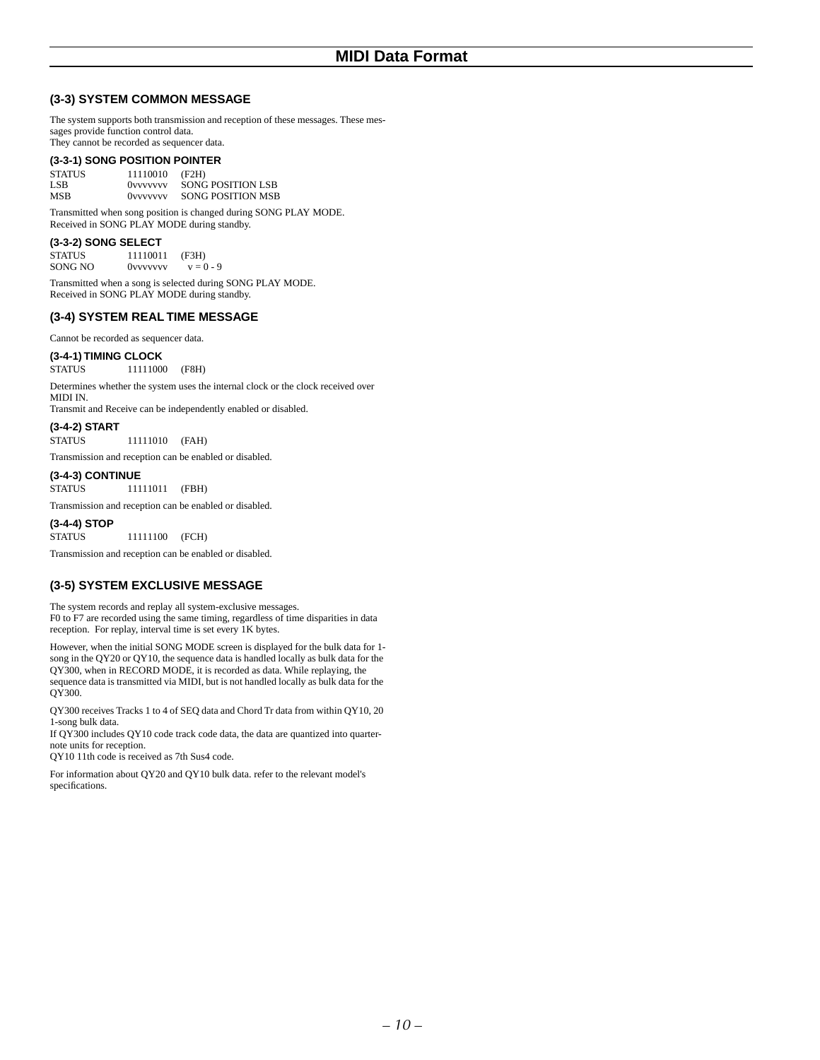## (3-3) SYSTEM COMMON MESSAGE

The system supports both transmission and reception of these messages. These messages provide function control data.
They cannot be recorded as sequencer data.

### (3-3-1) SONG POSITION POINTER

| | | |
|---|---|---|
| STATUS | 11110010 | (F2H) |
| LSB | 0vvvvvvv | SONG POSITION LSB |
| MSB | 0vvvvvvv | SONG POSITION MSB |

Transmitted when song position is changed during SONG PLAY MODE.
Received in SONG PLAY MODE during standby.

### (3-3-2) SONG SELECT

| | | |
|---|---|---|
| STATUS | 11110011 | (F3H) |
| SONG NO | 0vvvvvvv | v = 0 - 9 |

Transmitted when a song is selected during SONG PLAY MODE.
Received in SONG PLAY MODE during standby.

## (3-4) SYSTEM REAL TIME MESSAGE

Cannot be recorded as sequencer data.

### (3-4-1) TIMING CLOCK

STATUS 11111000 (F8H)

Determines whether the system uses the internal clock or the clock received over MIDI IN.
Transmit and Receive can be independently enabled or disabled.

### (3-4-2) START

STATUS 11111010 (FAH)

Transmission and reception can be enabled or disabled.

### (3-4-3) CONTINUE

STATUS 11111011 (FBH)

Transmission and reception can be enabled or disabled.

### (3-4-4) STOP

STATUS 11111100 (FCH)

Transmission and reception can be enabled or disabled.

## (3-5) SYSTEM EXCLUSIVE MESSAGE

The system records and replay all system-exclusive messages.
F0 to F7 are recorded using the same timing, regardless of time disparities in data reception. For replay, interval time is set every 1K bytes.

However, when the initial SONG MODE screen is displayed for the bulk data for 1-song in the QY20 or QY10, the sequence data is handled locally as bulk data for the QY300, when in RECORD MODE, it is recorded as data. While replaying, the sequence data is transmitted via MIDI, but is not handled locally as bulk data for the QY300.

QY300 receives Tracks 1 to 4 of SEQ data and Chord Tr data from within QY10, 20 1-song bulk data.
If QY300 includes QY10 code track code data, the data are quantized into quarter-note units for reception.
QY10 11th code is received as 7th Sus4 code.

For information about QY20 and QY10 bulk data. refer to the relevant model's specifications.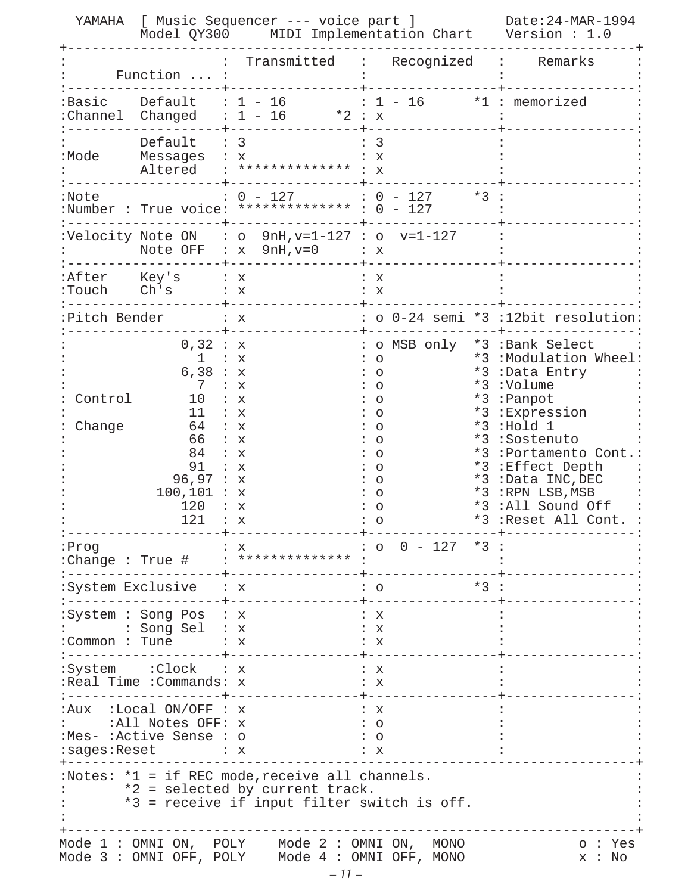YAMAHA [ Music Sequencer --- voice part ]
Model QY300 MIDI Implementation Chart

Date:24-MAR-1994
Version : 1.0

| Function ... | | Transmitted | Recognized | Remarks |
|---|---|---|---|---|
| Basic Channel | Default | 1 - 16 | 1 - 16 *1 | memorized |
| | Changed | 1 - 16 *2 | x | |
| Mode | Default | 3 | 3 | |
| | Messages | x | x | |
| | Altered | ************** | x | |
| Note Number | | 0 - 127 | 0 - 127 *3 | |
| | True voice | ************** | 0 - 127 | |
| Velocity | Note ON | o 9nH,v=1-127 | o v=1-127 | |
| | Note OFF | x 9nH,v=0 | x | |
| After Touch | Key's | x | x | |
| | Ch's | x | x | |
| Pitch Bender | | x | o 0-24 semi *3 | 12bit resolution |
| Control Change | 0,32 | x | o MSB only *3 | Bank Select |
| | 1 | x | o *3 | Modulation Wheel |
| | 6,38 | x | o *3 | Data Entry |
| | 7 | x | o *3 | Volume |
| | 10 | x | o *3 | Panpot |
| | 11 | x | o *3 | Expression |
| | 64 | x | o *3 | Hold 1 |
| | 66 | x | o *3 | Sostenuto |
| | 84 | x | o *3 | Portamento Cont. |
| | 91 | x | o *3 | Effect Depth |
| | 96,97 | x | o *3 | Data INC,DEC |
| | 100,101 | x | o *3 | RPN LSB,MSB |
| | 120 | x | o *3 | All Sound Off |
| | 121 | x | o *3 | Reset All Cont. |
| Prog Change | | x | o 0 - 127 *3 | |
| | True # | ************** | | |
| System Exclusive | | x | o *3 | |
| System Common | Song Pos | x | x | |
| | Song Sel | x | x | |
| | Tune | x | x | |
| System Real Time | Clock | x | x | |
| | Commands | x | x | |
| Aux Messages | Local ON/OFF | x | x | |
| | All Notes OFF | x | o | |
| | Active Sense | o | o | |
| | Reset | x | x | |

Notes: *1 = if REC mode,receive all channels.
*2 = selected by current track.
*3 = receive if input filter switch is off.

Mode 1 : OMNI ON, POLY Mode 2 : OMNI ON, MONO
Mode 3 : OMNI OFF, POLY Mode 4 : OMNI OFF, MONO

o : Yes
x : No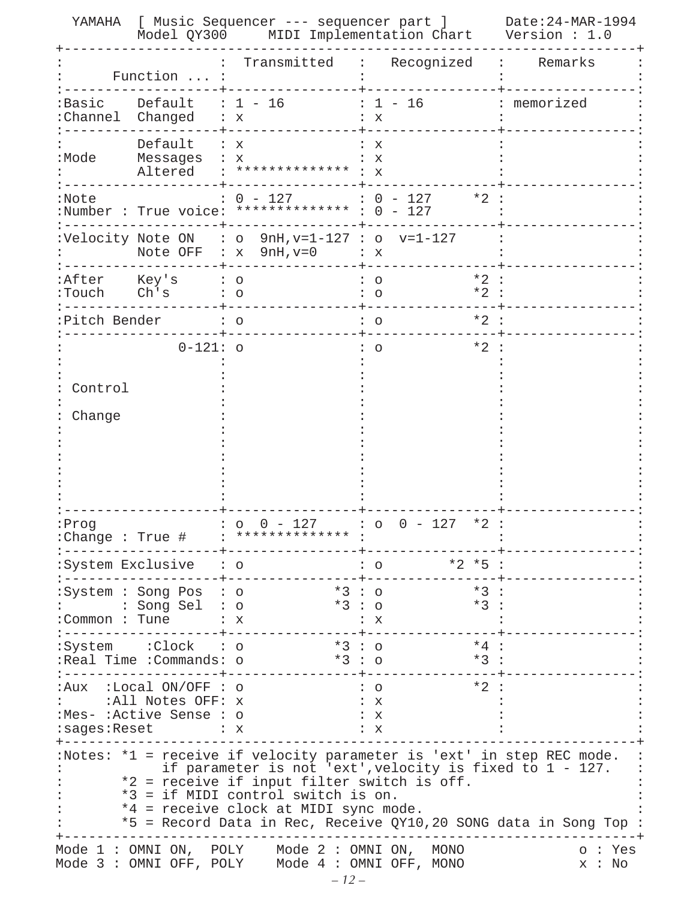YAMAHA [ Music Sequencer --- sequencer part ]  Date:24-MAR-1994
Model QY300  MIDI Implementation Chart  Version : 1.0

| Function ... | | Transmitted | Recognized | Remarks |
|---|---|---|---|---|
| Basic Channel | Default | 1 - 16 | 1 - 16 | memorized |
| | Changed | x | x | |
| Mode | Default | x | x | |
| | Messages | x | x | |
| | Altered | ************** | x | |
| Note Number | | 0 - 127 | 0 - 127 *2 | |
| | True voice | ************** | 0 - 127 | |
| Velocity | Note ON | o 9nH,v=1-127 | o v=1-127 | |
| | Note OFF | x 9nH,v=0 | x | |
| After Touch | Key's | o | o *2 | |
| | Ch's | o | o *2 | |
| Pitch Bender | | o | o *2 | |
| Control Change | 0-121 | o | o *2 | |
| Prog Change | | o 0 - 127 | o 0 - 127 *2 | |
| | True # | ************** | | |
| System Exclusive | | o | o *2 *5 | |
| System Common | Song Pos | o *3 | o *3 | |
| | Song Sel | o *3 | o *3 | |
| | Tune | x | x | |
| System Real Time | Clock | o *3 | o *4 | |
| | Commands | o *3 | o *3 | |
| Aux Messages | Local ON/OFF | o | o *2 | |
| | All Notes OFF | x | x | |
| | Active Sense | o | x | |
| | Reset | x | x | |

Notes: *1 = receive if velocity parameter is 'ext' in step REC mode.
if parameter is not 'ext',velocity is fixed to 1 - 127.
*2 = receive if input filter switch is off.
*3 = if MIDI control switch is on.
*4 = receive clock at MIDI sync mode.
*5 = Record Data in Rec, Receive QY10,20 SONG data in Song Top

Mode 1 : OMNI ON, POLY    Mode 2 : OMNI ON, MONO    o : Yes
Mode 3 : OMNI OFF, POLY    Mode 4 : OMNI OFF, MONO    x : No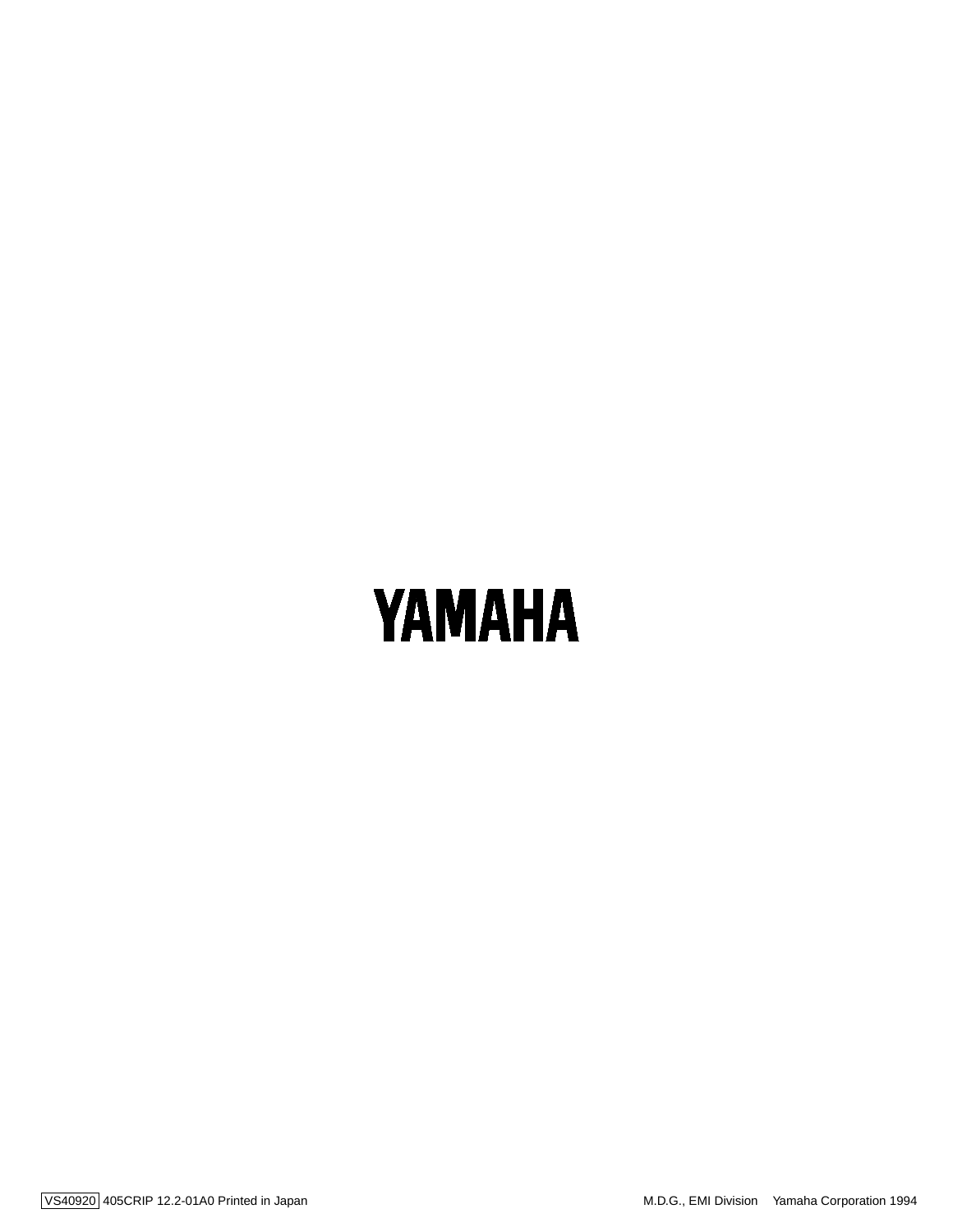**YAMAHA**

VS40920 405CRIP 12.2-01A0 Printed in Japan

M.D.G., EMI Division Yamaha Corporation 1994